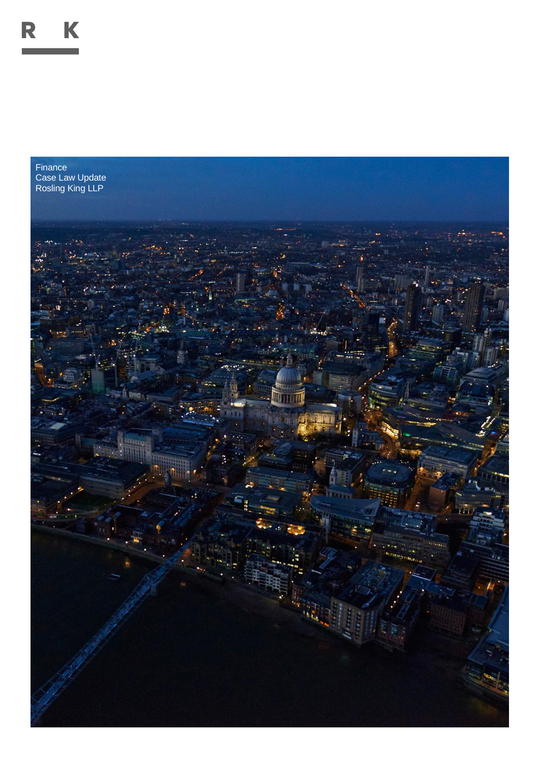R K

Finance
Case Law Update
Rosling King LLP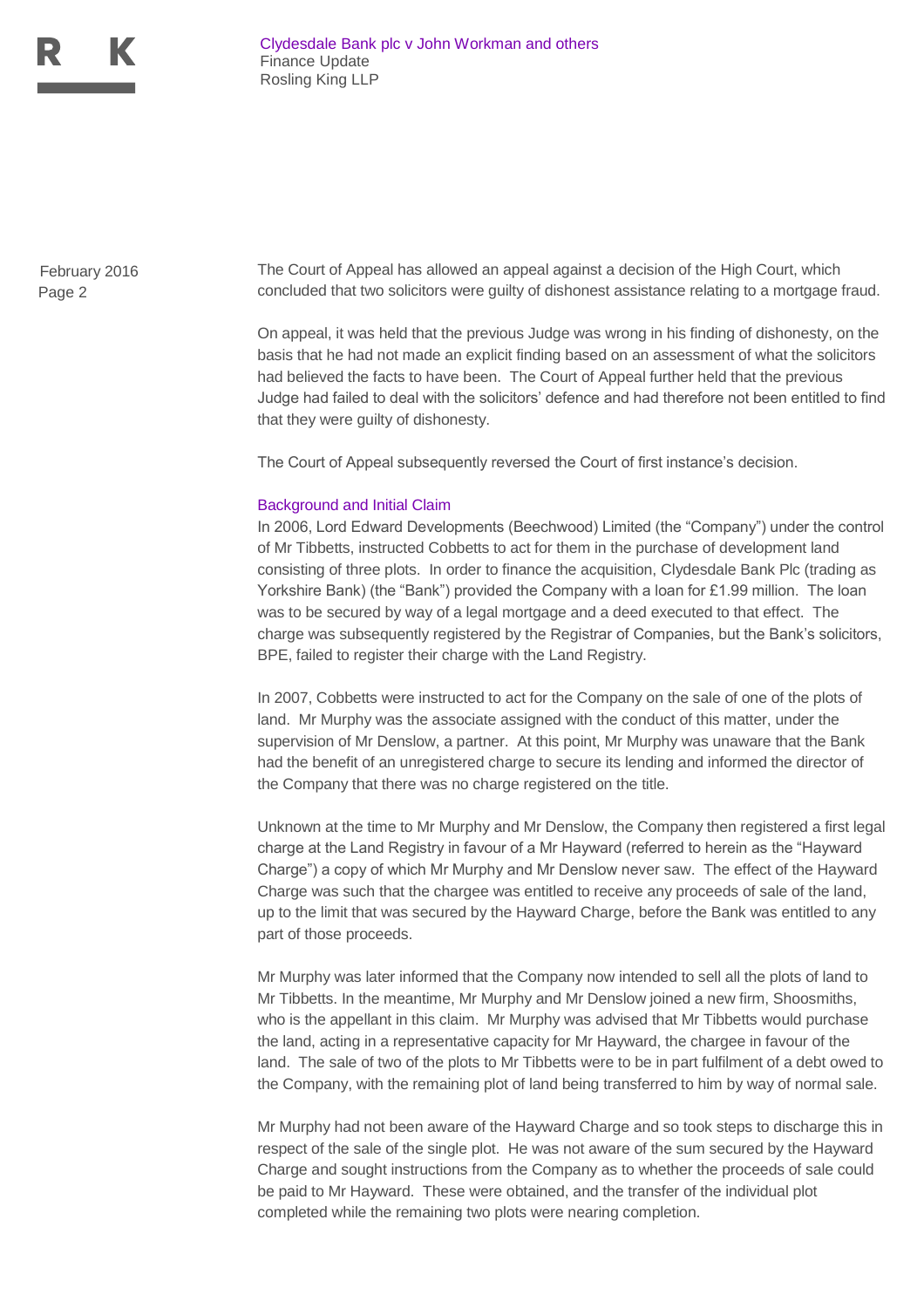The Court of Appeal has allowed an appeal against a decision of the High Court, which concluded that two solicitors were guilty of dishonest assistance relating to a mortgage fraud.

On appeal, it was held that the previous Judge was wrong in his finding of dishonesty, on the basis that he had not made an explicit finding based on an assessment of what the solicitors had believed the facts to have been. The Court of Appeal further held that the previous Judge had failed to deal with the solicitors' defence and had therefore not been entitled to find that they were guilty of dishonesty.

The Court of Appeal subsequently reversed the Court of first instance's decision.

## Background and Initial Claim

In 2006, Lord Edward Developments (Beechwood) Limited (the "Company") under the control of Mr Tibbetts, instructed Cobbetts to act for them in the purchase of development land consisting of three plots. In order to finance the acquisition, Clydesdale Bank Plc (trading as Yorkshire Bank) (the "Bank") provided the Company with a loan for £1.99 million. The loan was to be secured by way of a legal mortgage and a deed executed to that effect. The charge was subsequently registered by the Registrar of Companies, but the Bank's solicitors, BPE, failed to register their charge with the Land Registry.

In 2007, Cobbetts were instructed to act for the Company on the sale of one of the plots of land. Mr Murphy was the associate assigned with the conduct of this matter, under the supervision of Mr Denslow, a partner. At this point, Mr Murphy was unaware that the Bank had the benefit of an unregistered charge to secure its lending and informed the director of the Company that there was no charge registered on the title.

Unknown at the time to Mr Murphy and Mr Denslow, the Company then registered a first legal charge at the Land Registry in favour of a Mr Hayward (referred to herein as the "Hayward Charge") a copy of which Mr Murphy and Mr Denslow never saw. The effect of the Hayward Charge was such that the chargee was entitled to receive any proceeds of sale of the land, up to the limit that was secured by the Hayward Charge, before the Bank was entitled to any part of those proceeds.

Mr Murphy was later informed that the Company now intended to sell all the plots of land to Mr Tibbetts. In the meantime, Mr Murphy and Mr Denslow joined a new firm, Shoosmiths, who is the appellant in this claim. Mr Murphy was advised that Mr Tibbetts would purchase the land, acting in a representative capacity for Mr Hayward, the chargee in favour of the land. The sale of two of the plots to Mr Tibbetts were to be in part fulfilment of a debt owed to the Company, with the remaining plot of land being transferred to him by way of normal sale.

Mr Murphy had not been aware of the Hayward Charge and so took steps to discharge this in respect of the sale of the single plot. He was not aware of the sum secured by the Hayward Charge and sought instructions from the Company as to whether the proceeds of sale could be paid to Mr Hayward. These were obtained, and the transfer of the individual plot completed while the remaining two plots were nearing completion.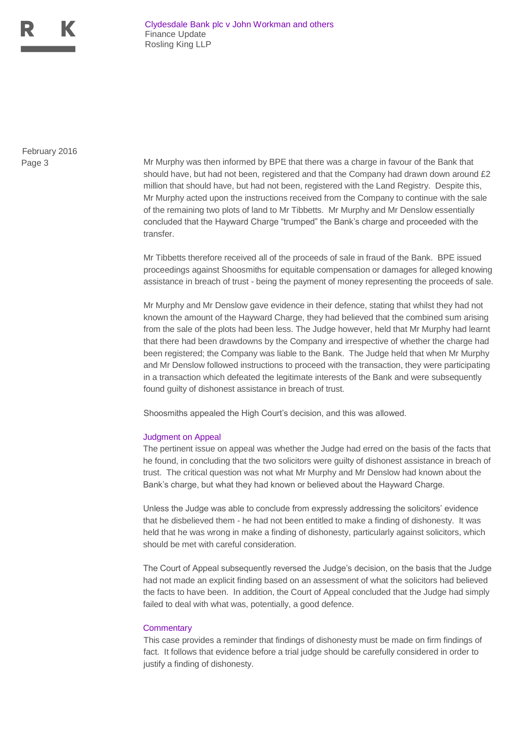Mr Murphy was then informed by BPE that there was a charge in favour of the Bank that should have, but had not been, registered and that the Company had drawn down around £2 million that should have, but had not been, registered with the Land Registry. Despite this, Mr Murphy acted upon the instructions received from the Company to continue with the sale of the remaining two plots of land to Mr Tibbetts. Mr Murphy and Mr Denslow essentially concluded that the Hayward Charge "trumped" the Bank's charge and proceeded with the transfer.

Mr Tibbetts therefore received all of the proceeds of sale in fraud of the Bank. BPE issued proceedings against Shoosmiths for equitable compensation or damages for alleged knowing assistance in breach of trust - being the payment of money representing the proceeds of sale.

Mr Murphy and Mr Denslow gave evidence in their defence, stating that whilst they had not known the amount of the Hayward Charge, they had believed that the combined sum arising from the sale of the plots had been less. The Judge however, held that Mr Murphy had learnt that there had been drawdowns by the Company and irrespective of whether the charge had been registered; the Company was liable to the Bank. The Judge held that when Mr Murphy and Mr Denslow followed instructions to proceed with the transaction, they were participating in a transaction which defeated the legitimate interests of the Bank and were subsequently found guilty of dishonest assistance in breach of trust.

Shoosmiths appealed the High Court's decision, and this was allowed.

## Judgment on Appeal

The pertinent issue on appeal was whether the Judge had erred on the basis of the facts that he found, in concluding that the two solicitors were guilty of dishonest assistance in breach of trust. The critical question was not what Mr Murphy and Mr Denslow had known about the Bank's charge, but what they had known or believed about the Hayward Charge.

Unless the Judge was able to conclude from expressly addressing the solicitors' evidence that he disbelieved them - he had not been entitled to make a finding of dishonesty. It was held that he was wrong in make a finding of dishonesty, particularly against solicitors, which should be met with careful consideration.

The Court of Appeal subsequently reversed the Judge's decision, on the basis that the Judge had not made an explicit finding based on an assessment of what the solicitors had believed the facts to have been. In addition, the Court of Appeal concluded that the Judge had simply failed to deal with what was, potentially, a good defence.

## Commentary

This case provides a reminder that findings of dishonesty must be made on firm findings of fact. It follows that evidence before a trial judge should be carefully considered in order to justify a finding of dishonesty.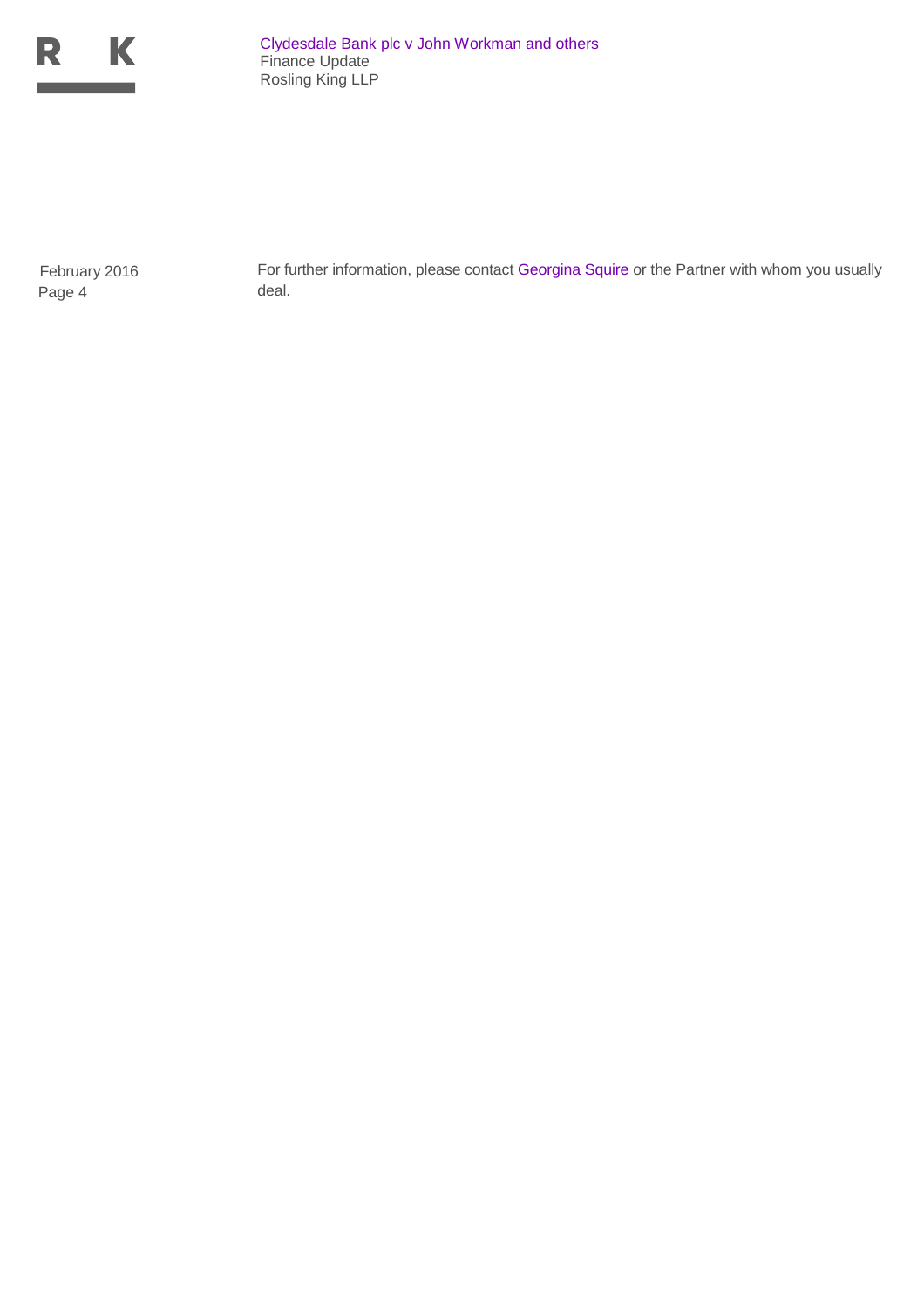For further information, please contact Georgina Squire or the Partner with whom you usually deal.